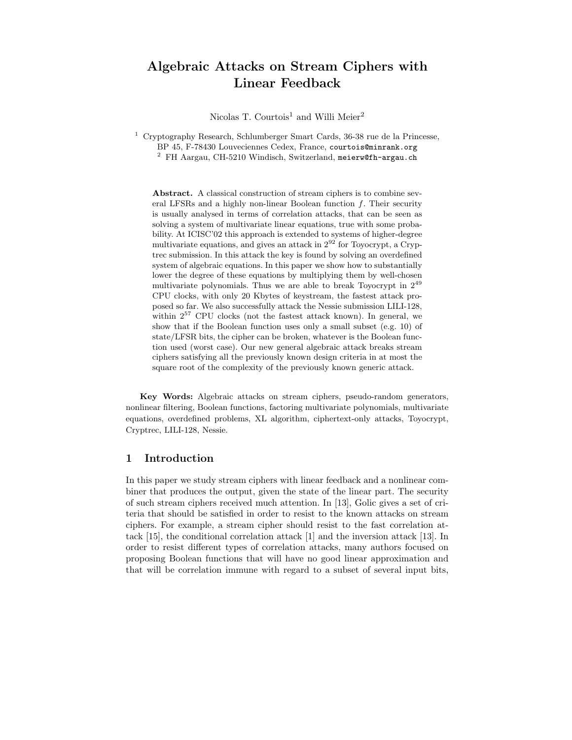# Algebraic Attacks on Stream Ciphers with Linear Feedback

Nicolas T. Courtois[1] and Willi Meier[2]

[1] Cryptography Research, Schlumberger Smart Cards, 36-38 rue de la Princesse, BP 45, F-78430 Louveciennes Cedex, France, courtois@minrank.org

[2] FH Aargau, CH-5210 Windisch, Switzerland, meierw@fh-aargau.ch

**Abstract.** A classical construction of stream ciphers is to combine several LFSRs and a highly non-linear Boolean function $f$. Their security is usually analysed in terms of correlation attacks, that can be seen as solving a system of multivariate linear equations, true with some probability. At ICISC'02 this approach is extended to systems of higher-degree multivariate equations, and gives an attack in $2^{92}$ for Toyocrypt, a Cryptrec submission. In this attack the key is found by solving an overdefined system of algebraic equations. In this paper we show how to substantially lower the degree of these equations by multiplying them by well-chosen multivariate polynomials. Thus we are able to break Toyocrypt in $2^{49}$ CPU clocks, with only 20 Kbytes of keystream, the fastest attack proposed so far. We also successfully attack the Nessie submission LILI-128, within $2^{57}$ CPU clocks (not the fastest attack known). In general, we show that if the Boolean function uses only a small subset (e.g. 10) of state/LFSR bits, the cipher can be broken, whatever is the Boolean function used (worst case). Our new general algebraic attack breaks stream ciphers satisfying all the previously known design criteria in at most the square root of the complexity of the previously known generic attack.

**Key Words:** Algebraic attacks on stream ciphers, pseudo-random generators, nonlinear filtering, Boolean functions, factoring multivariate polynomials, multivariate equations, overdefined problems, XL algorithm, ciphertext-only attacks, Toyocrypt, Cryptrec, LILI-128, Nessie.

## 1 Introduction

In this paper we study stream ciphers with linear feedback and a nonlinear combiner that produces the output, given the state of the linear part. The security of such stream ciphers received much attention. In [13], Golic gives a set of criteria that should be satisfied in order to resist to the known attacks on stream ciphers. For example, a stream cipher should resist to the fast correlation attack [15], the conditional correlation attack [1] and the inversion attack [13]. In order to resist different types of correlation attacks, many authors focused on proposing Boolean functions that will have no good linear approximation and that will be correlation immune with regard to a subset of several input bits,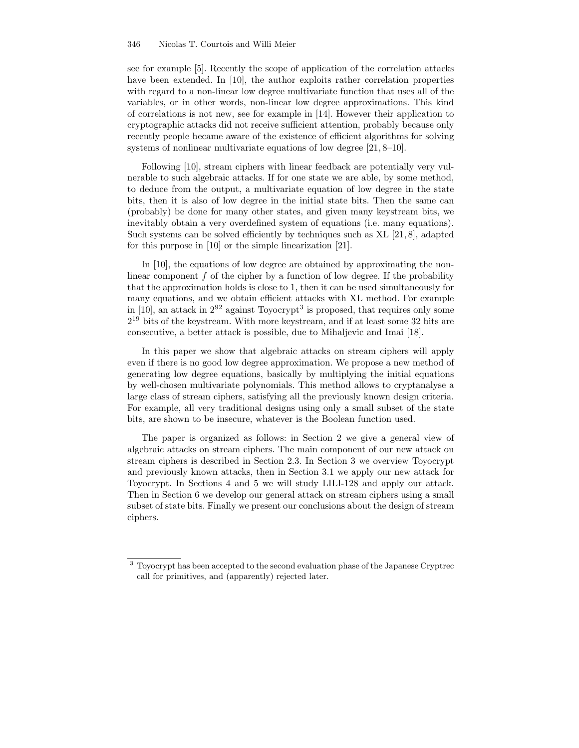see for example [5]. Recently the scope of application of the correlation attacks have been extended. In [10], the author exploits rather correlation properties with regard to a non-linear low degree multivariate function that uses all of the variables, or in other words, non-linear low degree approximations. This kind of correlations is not new, see for example in [14]. However their application to cryptographic attacks did not receive sufficient attention, probably because only recently people became aware of the existence of efficient algorithms for solving systems of nonlinear multivariate equations of low degree [21, 8–10].

Following [10], stream ciphers with linear feedback are potentially very vulnerable to such algebraic attacks. If for one state we are able, by some method, to deduce from the output, a multivariate equation of low degree in the state bits, then it is also of low degree in the initial state bits. Then the same can (probably) be done for many other states, and given many keystream bits, we inevitably obtain a very overdefined system of equations (i.e. many equations). Such systems can be solved efficiently by techniques such as XL [21, 8], adapted for this purpose in [10] or the simple linearization [21].

In [10], the equations of low degree are obtained by approximating the non-linear component $f$ of the cipher by a function of low degree. If the probability that the approximation holds is close to 1, then it can be used simultaneously for many equations, and we obtain efficient attacks with XL method. For example in [10], an attack in $2^{92}$ against Toyocrypt[3] is proposed, that requires only some $2^{19}$ bits of the keystream. With more keystream, and if at least some 32 bits are consecutive, a better attack is possible, due to Mihaljevic and Imai [18].

In this paper we show that algebraic attacks on stream ciphers will apply even if there is no good low degree approximation. We propose a new method of generating low degree equations, basically by multiplying the initial equations by well-chosen multivariate polynomials. This method allows to cryptanalyse a large class of stream ciphers, satisfying all the previously known design criteria. For example, all very traditional designs using only a small subset of the state bits, are shown to be insecure, whatever is the Boolean function used.

The paper is organized as follows: in Section 2 we give a general view of algebraic attacks on stream ciphers. The main component of our new attack on stream ciphers is described in Section 2.3. In Section 3 we overview Toyocrypt and previously known attacks, then in Section 3.1 we apply our new attack for Toyocrypt. In Sections 4 and 5 we will study LILI-128 and apply our attack. Then in Section 6 we develop our general attack on stream ciphers using a small subset of state bits. Finally we present our conclusions about the design of stream ciphers.

---

[3] Toyocrypt has been accepted to the second evaluation phase of the Japanese Cryptrec call for primitives, and (apparently) rejected later.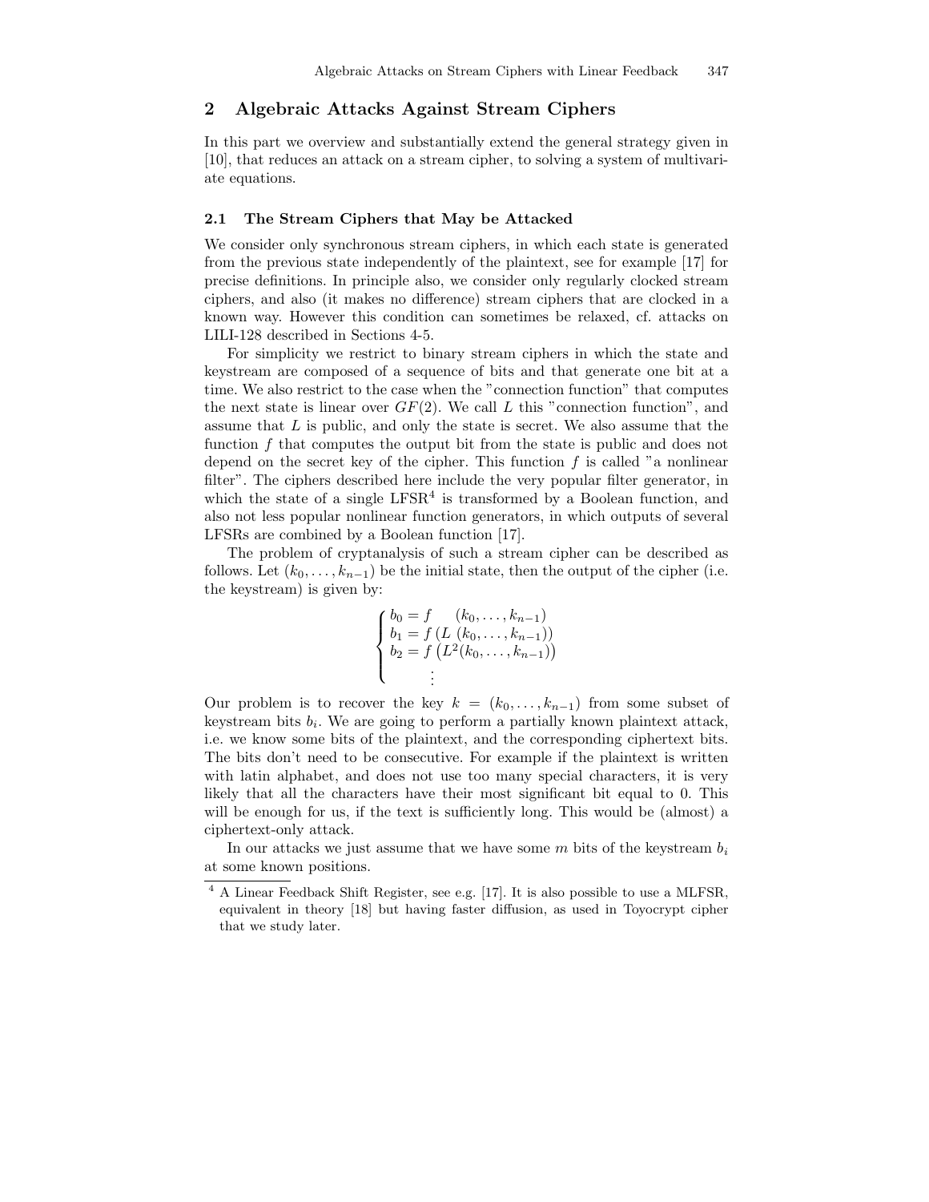## 2 Algebraic Attacks Against Stream Ciphers

In this part we overview and substantially extend the general strategy given in [10], that reduces an attack on a stream cipher, to solving a system of multivariate equations.

### 2.1 The Stream Ciphers that May be Attacked

We consider only synchronous stream ciphers, in which each state is generated from the previous state independently of the plaintext, see for example [17] for precise definitions. In principle also, we consider only regularly clocked stream ciphers, and also (it makes no difference) stream ciphers that are clocked in a known way. However this condition can sometimes be relaxed, cf. attacks on LILI-128 described in Sections 4-5.

For simplicity we restrict to binary stream ciphers in which the state and keystream are composed of a sequence of bits and that generate one bit at a time. We also restrict to the case when the "connection function" that computes the next state is linear over $GF(2)$. We call $L$ this "connection function", and assume that $L$ is public, and only the state is secret. We also assume that the function $f$ that computes the output bit from the state is public and does not depend on the secret key of the cipher. This function $f$ is called "a nonlinear filter". The ciphers described here include the very popular filter generator, in which the state of a single LFSR[4] is transformed by a Boolean function, and also not less popular nonlinear function generators, in which outputs of several LFSRs are combined by a Boolean function [17].

The problem of cryptanalysis of such a stream cipher can be described as follows. Let $(k_0, \ldots, k_{n-1})$ be the initial state, then the output of the cipher (i.e. the keystream) is given by:

$$\begin{cases} b_0 = f \quad\ \ (k_0, \ldots, k_{n-1}) \\ b_1 = f\left(L\ (k_0, \ldots, k_{n-1})\right) \\ b_2 = f\left(L^2(k_0, \ldots, k_{n-1})\right) \\ \qquad \vdots \end{cases}$$

Our problem is to recover the key $k = (k_0, \ldots, k_{n-1})$ from some subset of keystream bits $b_i$. We are going to perform a partially known plaintext attack, i.e. we know some bits of the plaintext, and the corresponding ciphertext bits. The bits don't need to be consecutive. For example if the plaintext is written with latin alphabet, and does not use too many special characters, it is very likely that all the characters have their most significant bit equal to 0. This will be enough for us, if the text is sufficiently long. This would be (almost) a ciphertext-only attack.

In our attacks we just assume that we have some $m$ bits of the keystream $b_i$ at some known positions.

---

[4] A Linear Feedback Shift Register, see e.g. [17]. It is also possible to use a MLFSR, equivalent in theory [18] but having faster diffusion, as used in Toyocrypt cipher that we study later.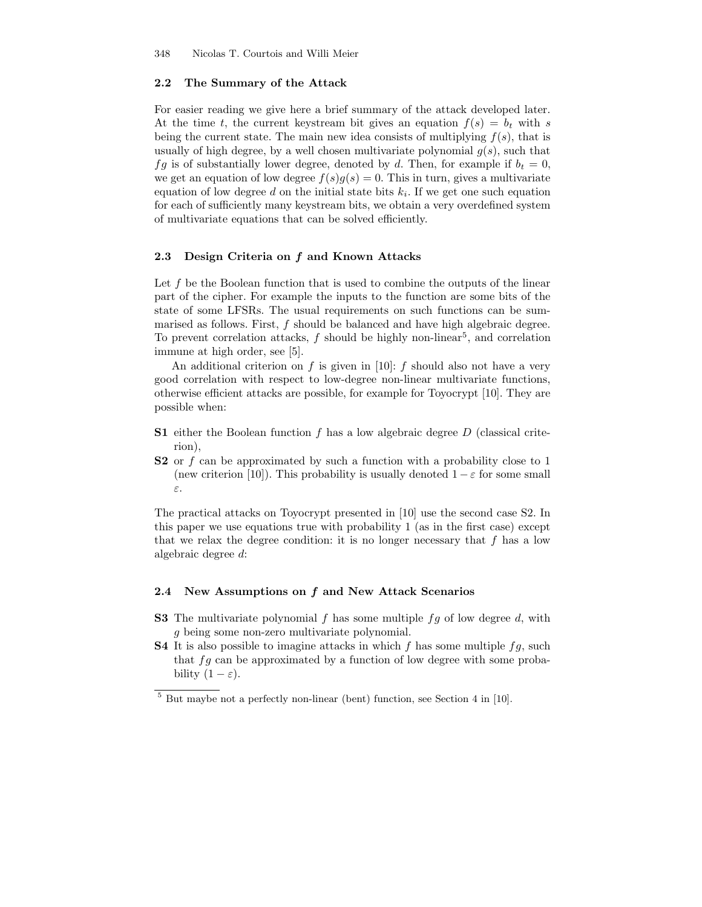### 2.2 The Summary of the Attack

For easier reading we give here a brief summary of the attack developed later. At the time $t$, the current keystream bit gives an equation $f(s) = b_t$ with $s$ being the current state. The main new idea consists of multiplying $f(s)$, that is usually of high degree, by a well chosen multivariate polynomial $g(s)$, such that $fg$ is of substantially lower degree, denoted by $d$. Then, for example if $b_t = 0$, we get an equation of low degree $f(s)g(s) = 0$. This in turn, gives a multivariate equation of low degree $d$ on the initial state bits $k_i$. If we get one such equation for each of sufficiently many keystream bits, we obtain a very overdefined system of multivariate equations that can be solved efficiently.

### 2.3 Design Criteria on *f* and Known Attacks

Let $f$ be the Boolean function that is used to combine the outputs of the linear part of the cipher. For example the inputs to the function are some bits of the state of some LFSRs. The usual requirements on such functions can be summarised as follows. First, $f$ should be balanced and have high algebraic degree. To prevent correlation attacks, $f$ should be highly non-linear[5], and correlation immune at high order, see [5].

An additional criterion on $f$ is given in [10]: $f$ should also not have a very good correlation with respect to low-degree non-linear multivariate functions, otherwise efficient attacks are possible, for example for Toyocrypt [10]. They are possible when:

- **S1** either the Boolean function $f$ has a low algebraic degree $D$ (classical criterion),
- **S2** or $f$ can be approximated by such a function with a probability close to 1 (new criterion [10]). This probability is usually denoted $1 - \varepsilon$ for some small $\varepsilon$.

The practical attacks on Toyocrypt presented in [10] use the second case S2. In this paper we use equations true with probability 1 (as in the first case) except that we relax the degree condition: it is no longer necessary that $f$ has a low algebraic degree $d$:

### 2.4 New Assumptions on *f* and New Attack Scenarios

- **S3** The multivariate polynomial $f$ has some multiple $fg$ of low degree $d$, with $g$ being some non-zero multivariate polynomial.
- **S4** It is also possible to imagine attacks in which $f$ has some multiple $fg$, such that $fg$ can be approximated by a function of low degree with some probability $(1 - \varepsilon)$.

[5] But maybe not a perfectly non-linear (bent) function, see Section 4 in [10].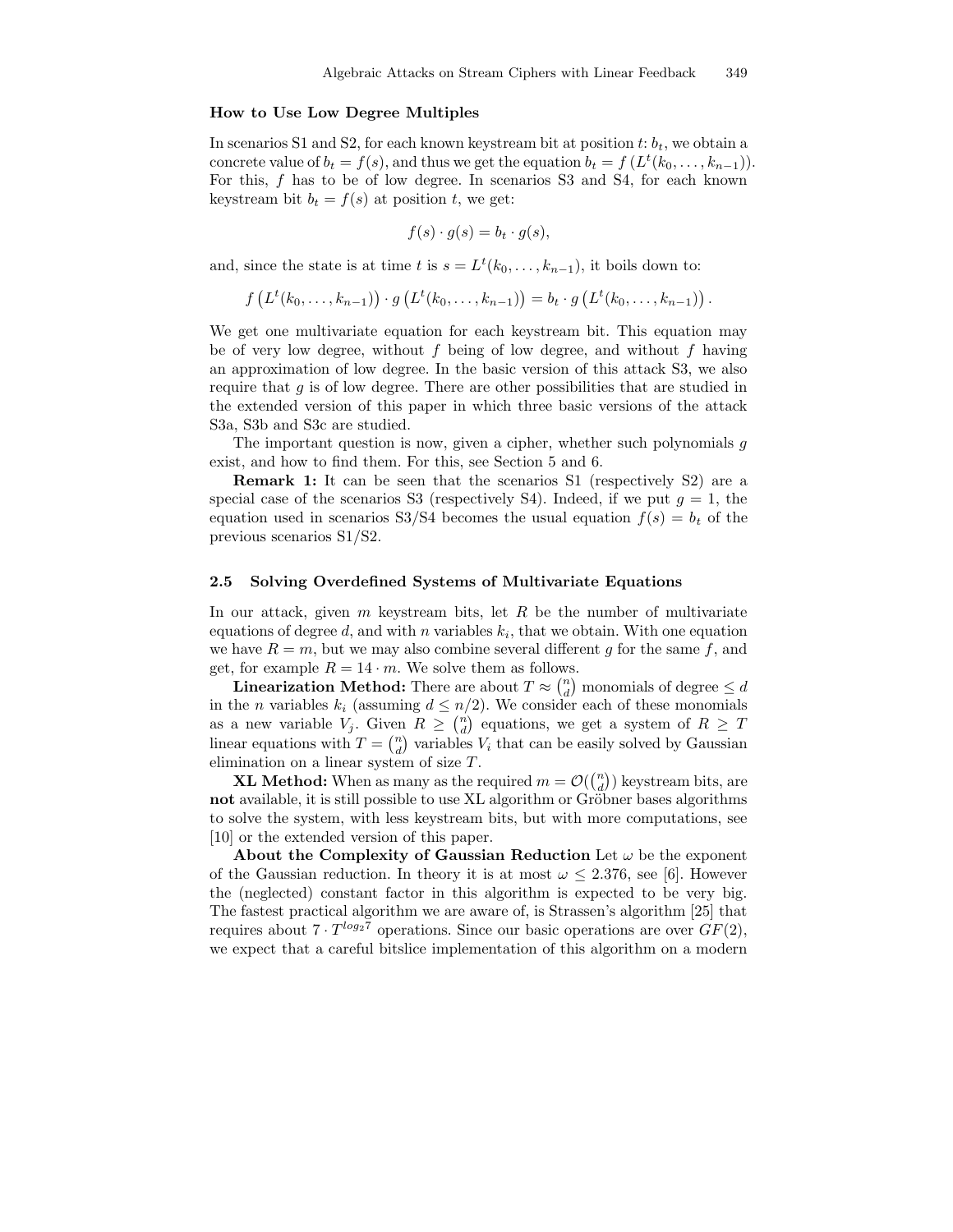#### How to Use Low Degree Multiples

In scenarios S1 and S2, for each known keystream bit at position $t$: $b_t$, we obtain a concrete value of $b_t = f(s)$, and thus we get the equation $b_t = f\left(L^t(k_0, \ldots, k_{n-1})\right)$. For this, $f$ has to be of low degree. In scenarios S3 and S4, for each known keystream bit $b_t = f(s)$ at position $t$, we get:

$$f(s) \cdot g(s) = b_t \cdot g(s),$$

and, since the state is at time $t$ is $s = L^t(k_0, \ldots, k_{n-1})$, it boils down to:

$$f\left(L^t(k_0, \ldots, k_{n-1})\right) \cdot g\left(L^t(k_0, \ldots, k_{n-1})\right) = b_t \cdot g\left(L^t(k_0, \ldots, k_{n-1})\right).$$

We get one multivariate equation for each keystream bit. This equation may be of very low degree, without $f$ being of low degree, and without $f$ having an approximation of low degree. In the basic version of this attack S3, we also require that $g$ is of low degree. There are other possibilities that are studied in the extended version of this paper in which three basic versions of the attack S3a, S3b and S3c are studied.

The important question is now, given a cipher, whether such polynomials $g$ exist, and how to find them. For this, see Section 5 and 6.

**Remark 1:** It can be seen that the scenarios S1 (respectively S2) are a special case of the scenarios S3 (respectively S4). Indeed, if we put $g = 1$, the equation used in scenarios S3/S4 becomes the usual equation $f(s) = b_t$ of the previous scenarios S1/S2.

### 2.5 Solving Overdefined Systems of Multivariate Equations

In our attack, given $m$ keystream bits, let $R$ be the number of multivariate equations of degree $d$, and with $n$ variables $k_i$, that we obtain. With one equation we have $R = m$, but we may also combine several different $g$ for the same $f$, and get, for example $R = 14 \cdot m$. We solve them as follows.

**Linearization Method:** There are about $T \approx \binom{n}{d}$ monomials of degree $\leq d$ in the $n$ variables $k_i$ (assuming $d \leq n/2$). We consider each of these monomials as a new variable $V_j$. Given $R \geq \binom{n}{d}$ equations, we get a system of $R \geq T$ linear equations with $T = \binom{n}{d}$ variables $V_i$ that can be easily solved by Gaussian elimination on a linear system of size $T$.

**XL Method:** When as many as the required $m = \mathcal{O}(\binom{n}{d})$ keystream bits, are **not** available, it is still possible to use XL algorithm or Gröbner bases algorithms to solve the system, with less keystream bits, but with more computations, see [10] or the extended version of this paper.

**About the Complexity of Gaussian Reduction** Let $\omega$ be the exponent of the Gaussian reduction. In theory it is at most $\omega \leq 2.376$, see [6]. However the (neglected) constant factor in this algorithm is expected to be very big. The fastest practical algorithm we are aware of, is Strassen's algorithm [25] that requires about $7 \cdot T^{log_2 7}$ operations. Since our basic operations are over $GF(2)$, we expect that a careful bitslice implementation of this algorithm on a modern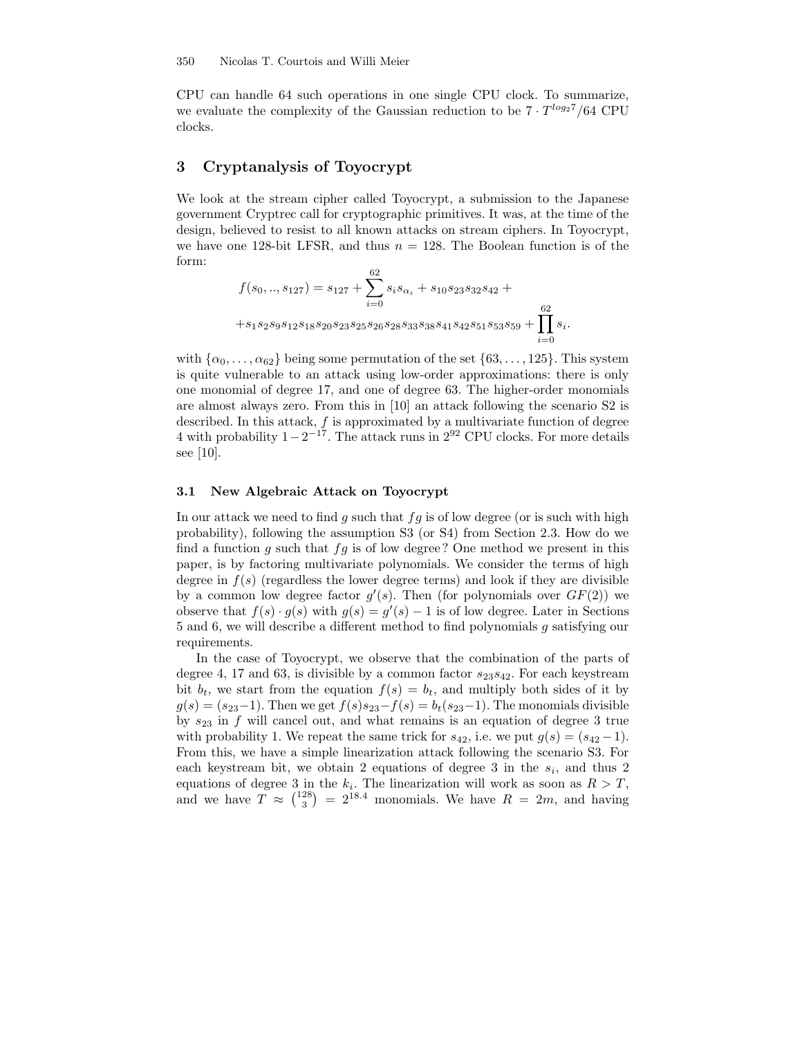CPU can handle 64 such operations in one single CPU clock. To summarize, we evaluate the complexity of the Gaussian reduction to be $7 \cdot T^{log_2 7}/64$ CPU clocks.

## 3 Cryptanalysis of Toyocrypt

We look at the stream cipher called Toyocrypt, a submission to the Japanese government Cryptrec call for cryptographic primitives. It was, at the time of the design, believed to resist to all known attacks on stream ciphers. In Toyocrypt, we have one 128-bit LFSR, and thus $n = 128$. The Boolean function is of the form:

$$f(s_0, .., s_{127}) = s_{127} + \sum_{i=0}^{62} s_i s_{\alpha_i} + s_{10}s_{23}s_{32}s_{42} +$$
$$+ s_1 s_2 s_9 s_{12} s_{18} s_{20} s_{23} s_{25} s_{26} s_{28} s_{33} s_{38} s_{41} s_{42} s_{51} s_{53} s_{59} + \prod_{i=0}^{62} s_i.$$

with $\{\alpha_0, \ldots, \alpha_{62}\}$ being some permutation of the set $\{63, \ldots, 125\}$. This system is quite vulnerable to an attack using low-order approximations: there is only one monomial of degree 17, and one of degree 63. The higher-order monomials are almost always zero. From this in [10] an attack following the scenario S2 is described. In this attack, $f$ is approximated by a multivariate function of degree 4 with probability $1 - 2^{-17}$. The attack runs in $2^{92}$ CPU clocks. For more details see [10].

### 3.1 New Algebraic Attack on Toyocrypt

In our attack we need to find $g$ such that $fg$ is of low degree (or is such with high probability), following the assumption S3 (or S4) from Section 2.3. How do we find a function $g$ such that $fg$ is of low degree? One method we present in this paper, is by factoring multivariate polynomials. We consider the terms of high degree in $f(s)$ (regardless the lower degree terms) and look if they are divisible by a common low degree factor $g'(s)$. Then (for polynomials over $GF(2)$) we observe that $f(s) \cdot g(s)$ with $g(s) = g'(s) - 1$ is of low degree. Later in Sections 5 and 6, we will describe a different method to find polynomials $g$ satisfying our requirements.

In the case of Toyocrypt, we observe that the combination of the parts of degree 4, 17 and 63, is divisible by a common factor $s_{23}s_{42}$. For each keystream bit $b_t$, we start from the equation $f(s) = b_t$, and multiply both sides of it by $g(s) = (s_{23} - 1)$. Then we get $f(s)s_{23} - f(s) = b_t(s_{23} - 1)$. The monomials divisible by $s_{23}$ in $f$ will cancel out, and what remains is an equation of degree 3 true with probability 1. We repeat the same trick for $s_{42}$, i.e. we put $g(s) = (s_{42} - 1)$. From this, we have a simple linearization attack following the scenario S3. For each keystream bit, we obtain 2 equations of degree 3 in the $s_i$, and thus 2 equations of degree 3 in the $k_i$. The linearization will work as soon as $R > T$, and we have $T \approx \binom{128}{3} = 2^{18.4}$ monomials. We have $R = 2m$, and having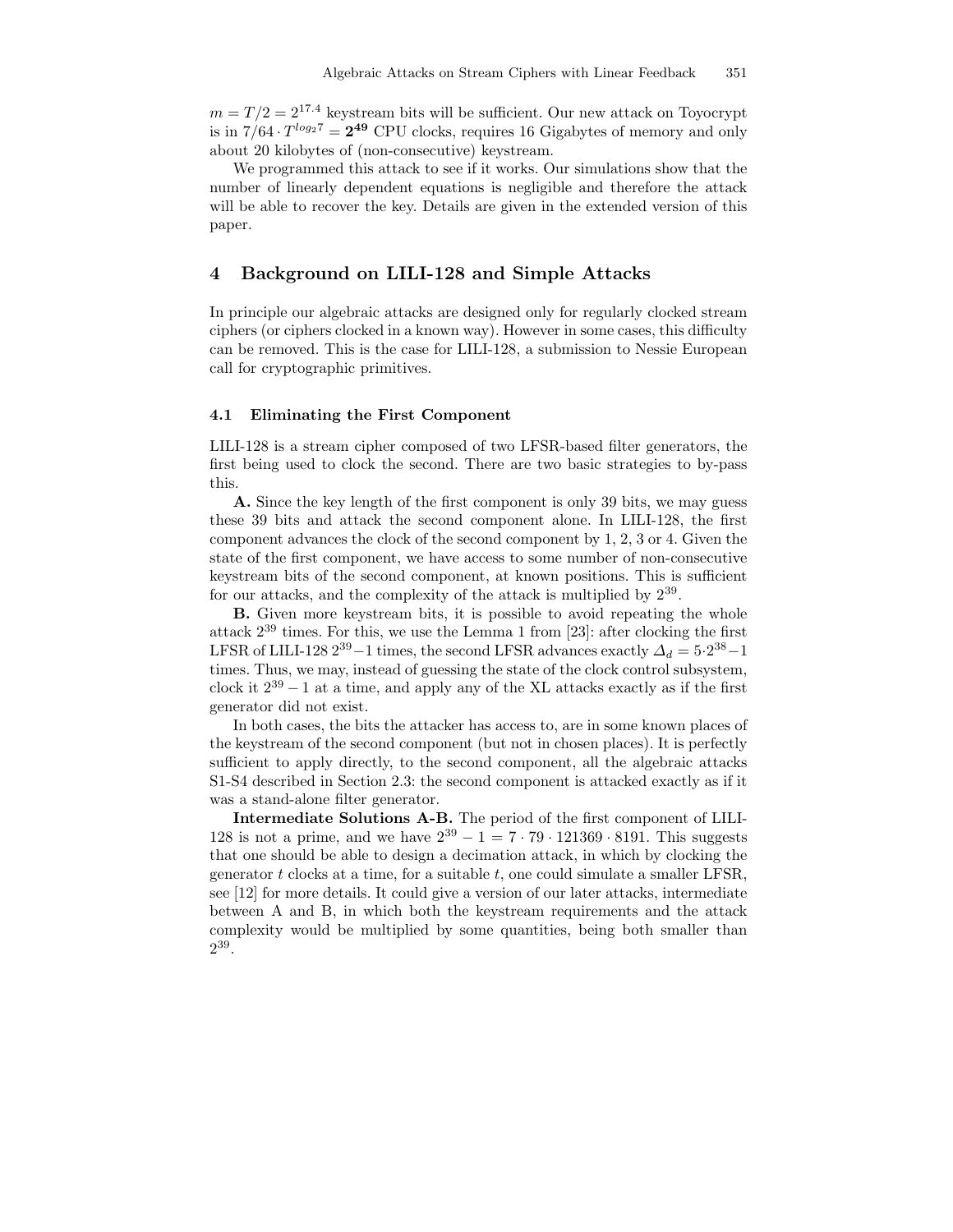$m = T/2 = 2^{17.4}$ keystream bits will be sufficient. Our new attack on Toyocrypt is in $7/64 \cdot T^{log_2 7} = \mathbf{2^{49}}$ CPU clocks, requires 16 Gigabytes of memory and only about 20 kilobytes of (non-consecutive) keystream.

We programmed this attack to see if it works. Our simulations show that the number of linearly dependent equations is negligible and therefore the attack will be able to recover the key. Details are given in the extended version of this paper.

## 4 Background on LILI-128 and Simple Attacks

In principle our algebraic attacks are designed only for regularly clocked stream ciphers (or ciphers clocked in a known way). However in some cases, this difficulty can be removed. This is the case for LILI-128, a submission to Nessie European call for cryptographic primitives.

### 4.1 Eliminating the First Component

LILI-128 is a stream cipher composed of two LFSR-based filter generators, the first being used to clock the second. There are two basic strategies to by-pass this.

**A.** Since the key length of the first component is only 39 bits, we may guess these 39 bits and attack the second component alone. In LILI-128, the first component advances the clock of the second component by 1, 2, 3 or 4. Given the state of the first component, we have access to some number of non-consecutive keystream bits of the second component, at known positions. This is sufficient for our attacks, and the complexity of the attack is multiplied by $2^{39}$.

**B.** Given more keystream bits, it is possible to avoid repeating the whole attack $2^{39}$ times. For this, we use the Lemma 1 from [23]: after clocking the first LFSR of LILI-128 $2^{39}-1$ times, the second LFSR advances exactly $\Delta_d = 5 \cdot 2^{38} - 1$ times. Thus, we may, instead of guessing the state of the clock control subsystem, clock it $2^{39}-1$ at a time, and apply any of the XL attacks exactly as if the first generator did not exist.

In both cases, the bits the attacker has access to, are in some known places of the keystream of the second component (but not in chosen places). It is perfectly sufficient to apply directly, to the second component, all the algebraic attacks S1-S4 described in Section 2.3: the second component is attacked exactly as if it was a stand-alone filter generator.

**Intermediate Solutions A-B.** The period of the first component of LILI-128 is not a prime, and we have $2^{39} - 1 = 7 \cdot 79 \cdot 121369 \cdot 8191$. This suggests that one should be able to design a decimation attack, in which by clocking the generator $t$ clocks at a time, for a suitable $t$, one could simulate a smaller LFSR, see [12] for more details. It could give a version of our later attacks, intermediate between A and B, in which both the keystream requirements and the attack complexity would be multiplied by some quantities, being both smaller than $2^{39}$.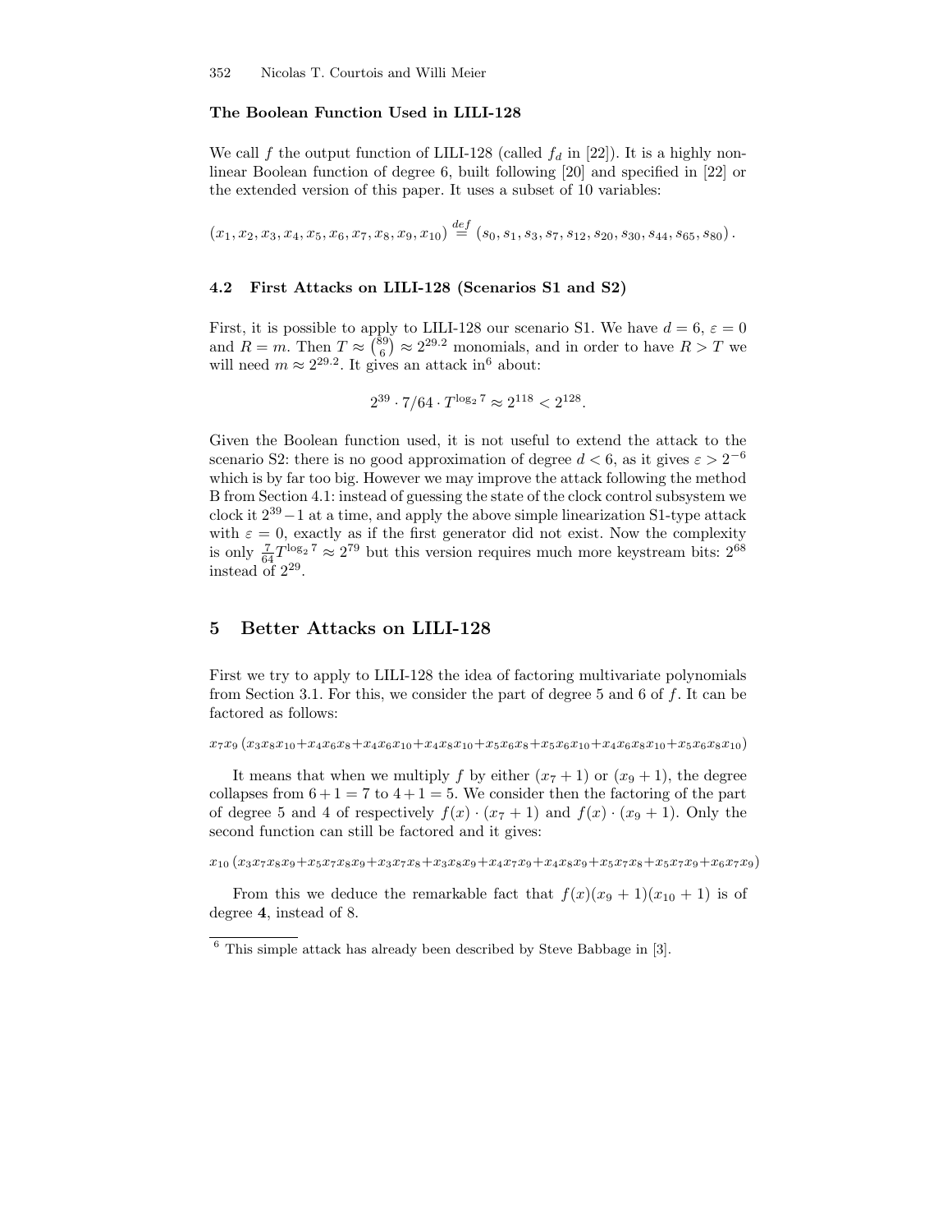**The Boolean Function Used in LILI-128**

We call $f$ the output function of LILI-128 (called $f_d$ in [22]). It is a highly non-linear Boolean function of degree 6, built following [20] and specified in [22] or the extended version of this paper. It uses a subset of 10 variables:

$$(x_1, x_2, x_3, x_4, x_5, x_6, x_7, x_8, x_9, x_{10}) \stackrel{def}{=} (s_0, s_1, s_3, s_7, s_{12}, s_{20}, s_{30}, s_{44}, s_{65}, s_{80}).$$

### 4.2 First Attacks on LILI-128 (Scenarios S1 and S2)

First, it is possible to apply to LILI-128 our scenario S1. We have $d = 6$, $\varepsilon = 0$ and $R = m$. Then $T \approx \binom{89}{6} \approx 2^{29.2}$ monomials, and in order to have $R > T$ we will need $m \approx 2^{29.2}$. It gives an attack in[6] about:

$$2^{39} \cdot 7/64 \cdot T^{\log_2 7} \approx 2^{118} < 2^{128}.$$

Given the Boolean function used, it is not useful to extend the attack to the scenario S2: there is no good approximation of degree $d < 6$, as it gives $\varepsilon > 2^{-6}$ which is by far too big. However we may improve the attack following the method B from Section 4.1: instead of guessing the state of the clock control subsystem we clock it $2^{39} - 1$ at a time, and apply the above simple linearization S1-type attack with $\varepsilon = 0$, exactly as if the first generator did not exist. Now the complexity is only $\frac{7}{64} T^{\log_2 7} \approx 2^{79}$ but this version requires much more keystream bits: $2^{68}$ instead of $2^{29}$.

## 5 Better Attacks on LILI-128

First we try to apply to LILI-128 the idea of factoring multivariate polynomials from Section 3.1. For this, we consider the part of degree 5 and 6 of $f$. It can be factored as follows:

$$x_7 x_9 \left(x_3 x_8 x_{10} + x_4 x_6 x_8 + x_4 x_6 x_{10} + x_4 x_8 x_{10} + x_5 x_6 x_8 + x_5 x_6 x_{10} + x_4 x_6 x_8 x_{10} + x_5 x_6 x_8 x_{10}\right)$$

It means that when we multiply $f$ by either $(x_7 + 1)$ or $(x_9 + 1)$, the degree collapses from $6 + 1 = 7$ to $4 + 1 = 5$. We consider then the factoring of the part of degree 5 and 4 of respectively $f(x) \cdot (x_7 + 1)$ and $f(x) \cdot (x_9 + 1)$. Only the second function can still be factored and it gives:

$$x_{10} \left(x_3 x_7 x_8 x_9 + x_5 x_7 x_8 x_9 + x_3 x_7 x_8 + x_3 x_8 x_9 + x_4 x_7 x_9 + x_4 x_8 x_9 + x_5 x_7 x_8 + x_5 x_7 x_9 + x_6 x_7 x_9\right)$$

From this we deduce the remarkable fact that $f(x)(x_9 + 1)(x_{10} + 1)$ is of degree **4**, instead of 8.

[6] This simple attack has already been described by Steve Babbage in [3].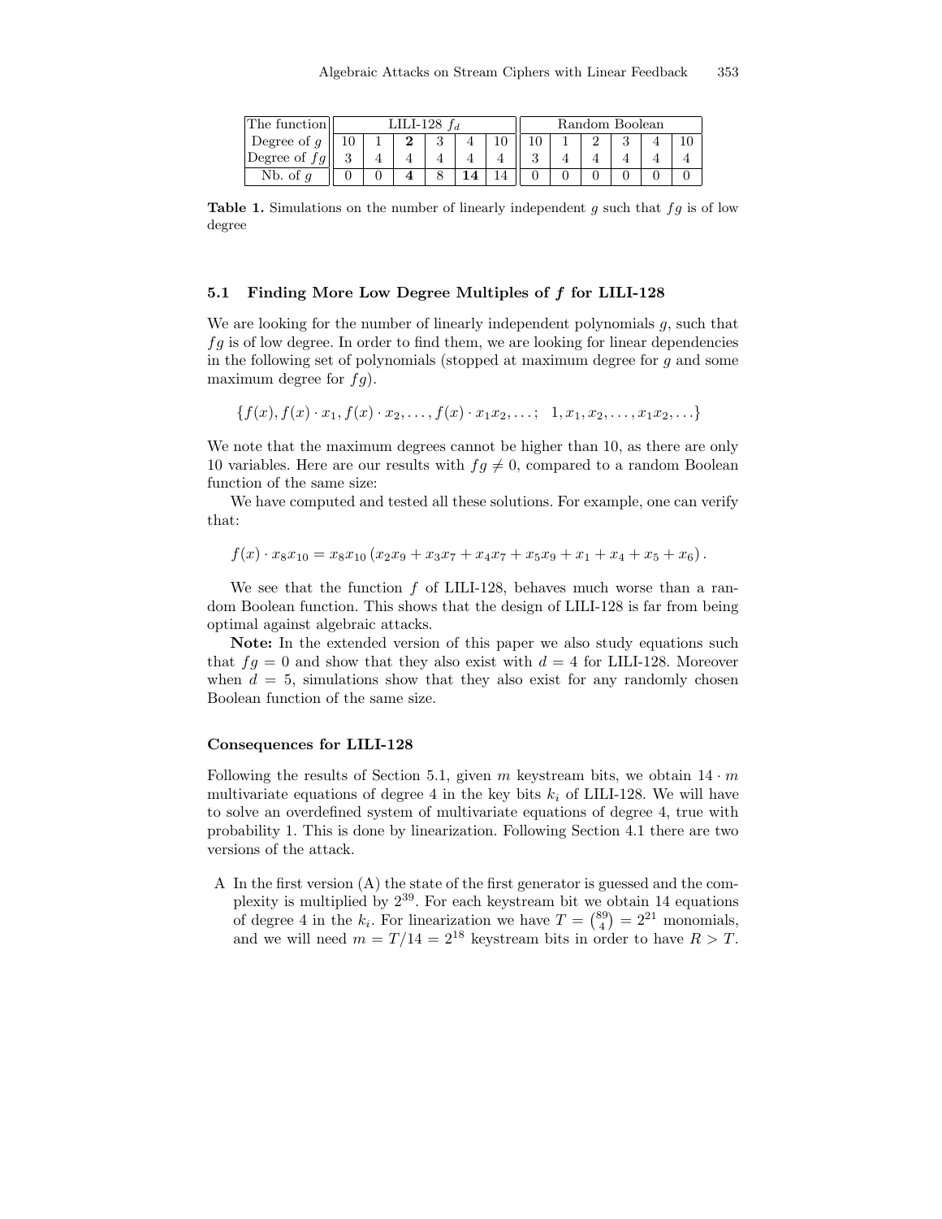| The function | LILI-128 $f_d$ | | | | | | Random Boolean | | | | | |
|---|---|---|---|---|---|---|---|---|---|---|---|---|
| Degree of $g$ | 10 | 1 | **2** | 3 | 4 | 10 | 10 | 1 | 2 | 3 | 4 | 10 |
| Degree of $fg$ | 3 | 4 | 4 | 4 | 4 | 4 | 3 | 4 | 4 | 4 | 4 | 4 |
| Nb. of $g$ | 0 | 0 | **4** | 8 | **14** | 14 | 0 | 0 | 0 | 0 | 0 | 0 |

**Table 1.** Simulations on the number of linearly independent $g$ such that $fg$ is of low degree

### 5.1 Finding More Low Degree Multiples of $f$ for LILI-128

We are looking for the number of linearly independent polynomials $g$, such that $fg$ is of low degree. In order to find them, we are looking for linear dependencies in the following set of polynomials (stopped at maximum degree for $g$ and some maximum degree for $fg$).

$$\{f(x), f(x) \cdot x_1, f(x) \cdot x_2, \ldots, f(x) \cdot x_1 x_2, \ldots; \quad 1, x_1, x_2, \ldots, x_1 x_2, \ldots\}$$

We note that the maximum degrees cannot be higher than 10, as there are only 10 variables. Here are our results with $fg \neq 0$, compared to a random Boolean function of the same size:

We have computed and tested all these solutions. For example, one can verify that:

$$f(x) \cdot x_8 x_{10} = x_8 x_{10} \left( x_2 x_9 + x_3 x_7 + x_4 x_7 + x_5 x_9 + x_1 + x_4 + x_5 + x_6 \right).$$

We see that the function $f$ of LILI-128, behaves much worse than a random Boolean function. This shows that the design of LILI-128 is far from being optimal against algebraic attacks.

**Note:** In the extended version of this paper we also study equations such that $fg = 0$ and show that they also exist with $d = 4$ for LILI-128. Moreover when $d = 5$, simulations show that they also exist for any randomly chosen Boolean function of the same size.

#### Consequences for LILI-128

Following the results of Section 5.1, given $m$ keystream bits, we obtain $14 \cdot m$ multivariate equations of degree 4 in the key bits $k_i$ of LILI-128. We will have to solve an overdefined system of multivariate equations of degree 4, true with probability 1. This is done by linearization. Following Section 4.1 there are two versions of the attack.

A In the first version (A) the state of the first generator is guessed and the complexity is multiplied by $2^{39}$. For each keystream bit we obtain 14 equations of degree 4 in the $k_i$. For linearization we have $T = \binom{89}{4} = 2^{21}$ monomials, and we will need $m = T/14 = 2^{18}$ keystream bits in order to have $R > T$.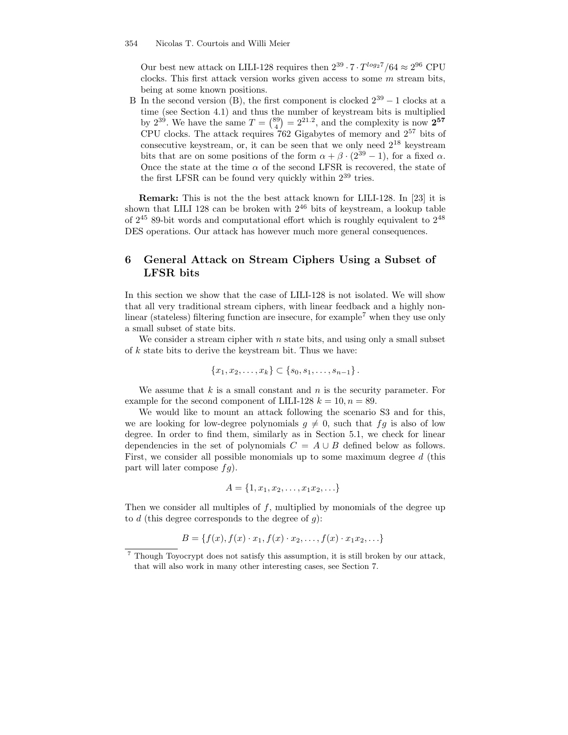Our best new attack on LILI-128 requires then $2^{39} \cdot 7 \cdot T^{log_2 7}/64 \approx 2^{96}$ CPU clocks. This first attack version works given access to some $m$ stream bits, being at some known positions.

B In the second version (B), the first component is clocked $2^{39} - 1$ clocks at a time (see Section 4.1) and thus the number of keystream bits is multiplied by $2^{39}$. We have the same $T = \binom{89}{4} = 2^{21.2}$, and the complexity is now $\mathbf{2^{57}}$ CPU clocks. The attack requires 762 Gigabytes of memory and $2^{57}$ bits of consecutive keystream, or, it can be seen that we only need $2^{18}$ keystream bits that are on some positions of the form $\alpha + \beta \cdot (2^{39} - 1)$, for a fixed $\alpha$. Once the state at the time $\alpha$ of the second LFSR is recovered, the state of the first LFSR can be found very quickly within $2^{39}$ tries.

**Remark:** This is not the the best attack known for LILI-128. In [23] it is shown that LILI 128 can be broken with $2^{46}$ bits of keystream, a lookup table of $2^{45}$ 89-bit words and computational effort which is roughly equivalent to $2^{48}$ DES operations. Our attack has however much more general consequences.

## 6 General Attack on Stream Ciphers Using a Subset of LFSR bits

In this section we show that the case of LILI-128 is not isolated. We will show that all very traditional stream ciphers, with linear feedback and a highly non-linear (stateless) filtering function are insecure, for example[7] when they use only a small subset of state bits.

We consider a stream cipher with $n$ state bits, and using only a small subset of $k$ state bits to derive the keystream bit. Thus we have:

$$\{x_1, x_2, \ldots, x_k\} \subset \{s_0, s_1, \ldots, s_{n-1}\}.$$

We assume that $k$ is a small constant and $n$ is the security parameter. For example for the second component of LILI-128 $k = 10, n = 89$.

We would like to mount an attack following the scenario S3 and for this, we are looking for low-degree polynomials $g \neq 0$, such that $fg$ is also of low degree. In order to find them, similarly as in Section 5.1, we check for linear dependencies in the set of polynomials $C = A \cup B$ defined below as follows. First, we consider all possible monomials up to some maximum degree $d$ (this part will later compose $fg$).

$$A = \{1, x_1, x_2, \ldots, x_1 x_2, \ldots\}$$

Then we consider all multiples of $f$, multiplied by monomials of the degree up to $d$ (this degree corresponds to the degree of $g$):

$$B = \{f(x), f(x) \cdot x_1, f(x) \cdot x_2, \ldots, f(x) \cdot x_1 x_2, \ldots\}$$

[7] Though Toyocrypt does not satisfy this assumption, it is still broken by our attack, that will also work in many other interesting cases, see Section 7.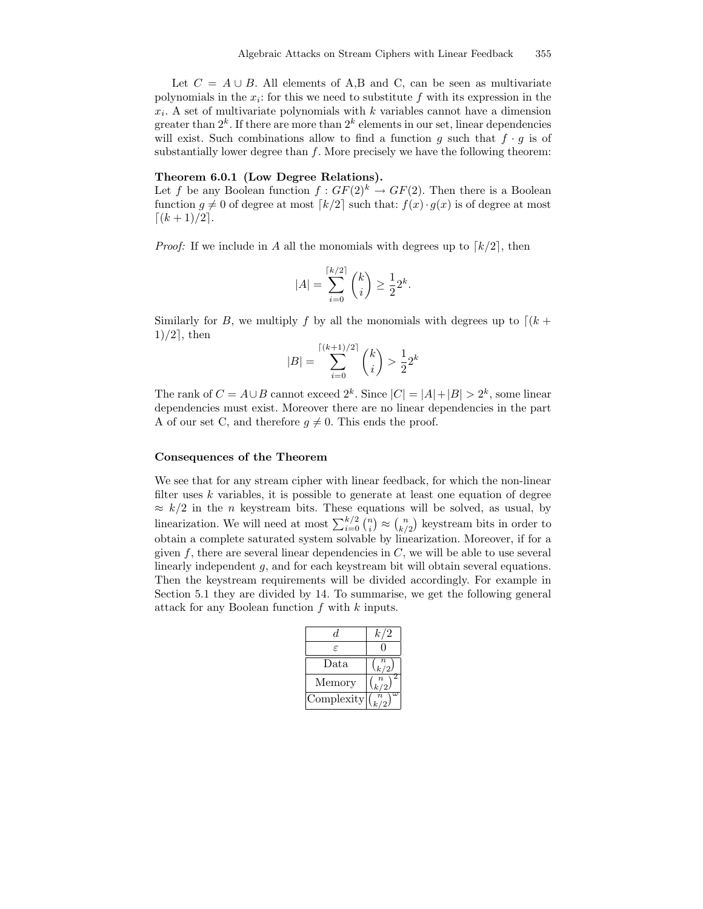Let $C = A \cup B$. All elements of A,B and C, can be seen as multivariate polynomials in the $x_i$: for this we need to substitute $f$ with its expression in the $x_i$. A set of multivariate polynomials with $k$ variables cannot have a dimension greater than $2^k$. If there are more than $2^k$ elements in our set, linear dependencies will exist. Such combinations allow to find a function $g$ such that $f \cdot g$ is of substantially lower degree than $f$. More precisely we have the following theorem:

**Theorem 6.0.1 (Low Degree Relations).**
Let $f$ be any Boolean function $f : GF(2)^k \rightarrow GF(2)$. Then there is a Boolean function $g \neq 0$ of degree at most $\lceil k/2 \rceil$ such that: $f(x) \cdot g(x)$ is of degree at most $\lceil (k+1)/2 \rceil$.

*Proof:* If we include in $A$ all the monomials with degrees up to $\lceil k/2 \rceil$, then

$$|A| = \sum_{i=0}^{\lceil k/2 \rceil} \binom{k}{i} \geq \frac{1}{2} 2^k.$$

Similarly for $B$, we multiply $f$ by all the monomials with degrees up to $\lceil (k+1)/2 \rceil$, then

$$|B| = \sum_{i=0}^{\lceil (k+1)/2 \rceil} \binom{k}{i} > \frac{1}{2} 2^k$$

The rank of $C = A \cup B$ cannot exceed $2^k$. Since $|C| = |A| + |B| > 2^k$, some linear dependencies must exist. Moreover there are no linear dependencies in the part A of our set C, and therefore $g \neq 0$. This ends the proof.

**Consequences of the Theorem**

We see that for any stream cipher with linear feedback, for which the non-linear filter uses $k$ variables, it is possible to generate at least one equation of degree $\approx k/2$ in the $n$ keystream bits. These equations will be solved, as usual, by linearization. We will need at most $\sum_{i=0}^{k/2} \binom{n}{i} \approx \binom{n}{k/2}$ keystream bits in order to obtain a complete saturated system solvable by linearization. Moreover, if for a given $f$, there are several linear dependencies in $C$, we will be able to use several linearly independent $g$, and for each keystream bit will obtain several equations. Then the keystream requirements will be divided accordingly. For example in Section 5.1 they are divided by 14. To summarise, we get the following general attack for any Boolean function $f$ with $k$ inputs.

| $d$ | $k/2$ |
|---|---|
| $\varepsilon$ | 0 |
| Data | $\binom{n}{k/2}$ |
| Memory | $\binom{n}{k/2}^2$ |
| Complexity | $\binom{n}{k/2}^\omega$ |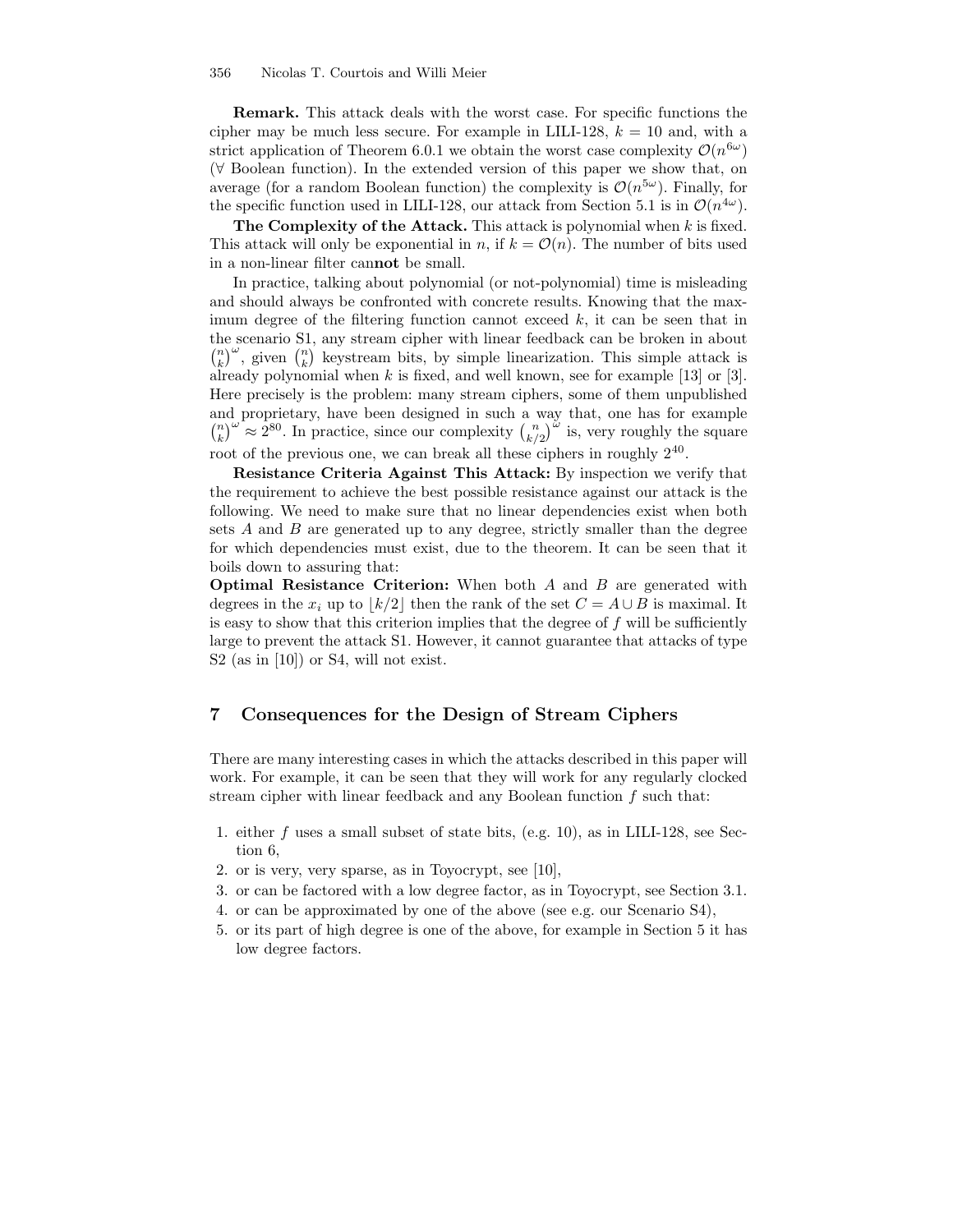**Remark.** This attack deals with the worst case. For specific functions the cipher may be much less secure. For example in LILI-128, $k = 10$ and, with a strict application of Theorem 6.0.1 we obtain the worst case complexity $\mathcal{O}(n^{6\omega})$ ($\forall$ Boolean function). In the extended version of this paper we show that, on average (for a random Boolean function) the complexity is $\mathcal{O}(n^{5\omega})$. Finally, for the specific function used in LILI-128, our attack from Section 5.1 is in $\mathcal{O}(n^{4\omega})$.

**The Complexity of the Attack.** This attack is polynomial when $k$ is fixed. This attack will only be exponential in $n$, if $k = \mathcal{O}(n)$. The number of bits used in a non-linear filter can**not** be small.

In practice, talking about polynomial (or not-polynomial) time is misleading and should always be confronted with concrete results. Knowing that the maximum degree of the filtering function cannot exceed $k$, it can be seen that in the scenario S1, any stream cipher with linear feedback can be broken in about $\binom{n}{k}^{\omega}$, given $\binom{n}{k}$ keystream bits, by simple linearization. This simple attack is already polynomial when $k$ is fixed, and well known, see for example [13] or [3]. Here precisely is the problem: many stream ciphers, some of them unpublished and proprietary, have been designed in such a way that, one has for example $\binom{n}{k}^{\omega} \approx 2^{80}$. In practice, since our complexity $\binom{n}{k/2}^{\omega}$ is, very roughly the square root of the previous one, we can break all these ciphers in roughly $2^{40}$.

**Resistance Criteria Against This Attack:** By inspection we verify that the requirement to achieve the best possible resistance against our attack is the following. We need to make sure that no linear dependencies exist when both sets $A$ and $B$ are generated up to any degree, strictly smaller than the degree for which dependencies must exist, due to the theorem. It can be seen that it boils down to assuring that:

**Optimal Resistance Criterion:** When both $A$ and $B$ are generated with degrees in the $x_i$ up to $\lfloor k/2 \rfloor$ then the rank of the set $C = A \cup B$ is maximal. It is easy to show that this criterion implies that the degree of $f$ will be sufficiently large to prevent the attack S1. However, it cannot guarantee that attacks of type S2 (as in [10]) or S4, will not exist.

## 7 Consequences for the Design of Stream Ciphers

There are many interesting cases in which the attacks described in this paper will work. For example, it can be seen that they will work for any regularly clocked stream cipher with linear feedback and any Boolean function $f$ such that:

1. either $f$ uses a small subset of state bits, (e.g. 10), as in LILI-128, see Section 6,
2. or is very, very sparse, as in Toyocrypt, see [10],
3. or can be factored with a low degree factor, as in Toyocrypt, see Section 3.1.
4. or can be approximated by one of the above (see e.g. our Scenario S4),
5. or its part of high degree is one of the above, for example in Section 5 it has low degree factors.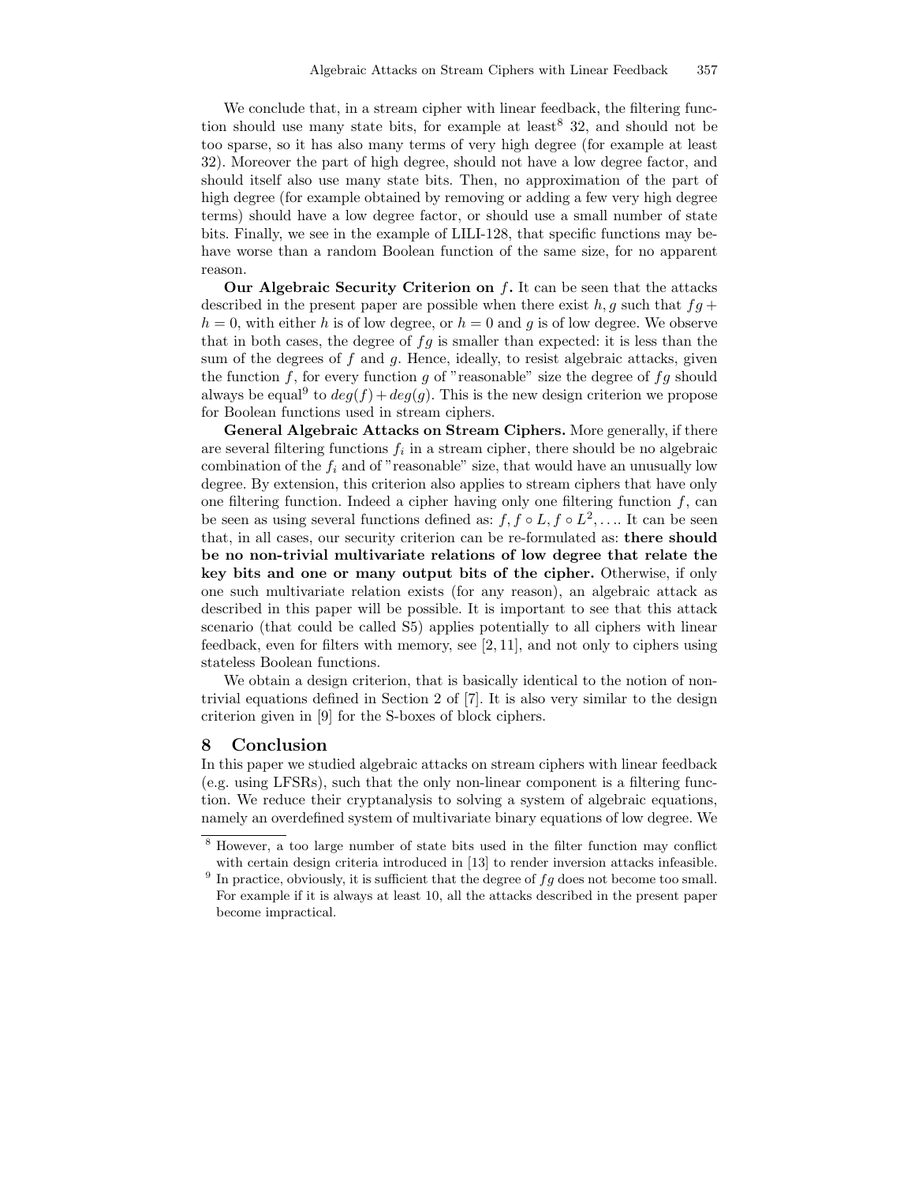We conclude that, in a stream cipher with linear feedback, the filtering function should use many state bits, for example at least[8] 32, and should not be too sparse, so it has also many terms of very high degree (for example at least 32). Moreover the part of high degree, should not have a low degree factor, and should itself also use many state bits. Then, no approximation of the part of high degree (for example obtained by removing or adding a few very high degree terms) should have a low degree factor, or should use a small number of state bits. Finally, we see in the example of LILI-128, that specific functions may behave worse than a random Boolean function of the same size, for no apparent reason.

**Our Algebraic Security Criterion on $f$.** It can be seen that the attacks described in the present paper are possible when there exist $h, g$ such that $fg + h = 0$, with either $h$ is of low degree, or $h = 0$ and $g$ is of low degree. We observe that in both cases, the degree of $fg$ is smaller than expected: it is less than the sum of the degrees of $f$ and $g$. Hence, ideally, to resist algebraic attacks, given the function $f$, for every function $g$ of "reasonable" size the degree of $fg$ should always be equal[9] to $deg(f) + deg(g)$. This is the new design criterion we propose for Boolean functions used in stream ciphers.

**General Algebraic Attacks on Stream Ciphers.** More generally, if there are several filtering functions $f_i$ in a stream cipher, there should be no algebraic combination of the $f_i$ and of "reasonable" size, that would have an unusually low degree. By extension, this criterion also applies to stream ciphers that have only one filtering function. Indeed a cipher having only one filtering function $f$, can be seen as using several functions defined as: $f, f \circ L, f \circ L^2, \ldots$. It can be seen that, in all cases, our security criterion can be re-formulated as: **there should be no non-trivial multivariate relations of low degree that relate the key bits and one or many output bits of the cipher.** Otherwise, if only one such multivariate relation exists (for any reason), an algebraic attack as described in this paper will be possible. It is important to see that this attack scenario (that could be called S5) applies potentially to all ciphers with linear feedback, even for filters with memory, see [2, 11], and not only to ciphers using stateless Boolean functions.

We obtain a design criterion, that is basically identical to the notion of non-trivial equations defined in Section 2 of [7]. It is also very similar to the design criterion given in [9] for the S-boxes of block ciphers.

## 8 Conclusion

In this paper we studied algebraic attacks on stream ciphers with linear feedback (e.g. using LFSRs), such that the only non-linear component is a filtering function. We reduce their cryptanalysis to solving a system of algebraic equations, namely an overdefined system of multivariate binary equations of low degree. We

[8] However, a too large number of state bits used in the filter function may conflict with certain design criteria introduced in [13] to render inversion attacks infeasible.

[9] In practice, obviously, it is sufficient that the degree of $fg$ does not become too small. For example if it is always at least 10, all the attacks described in the present paper become impractical.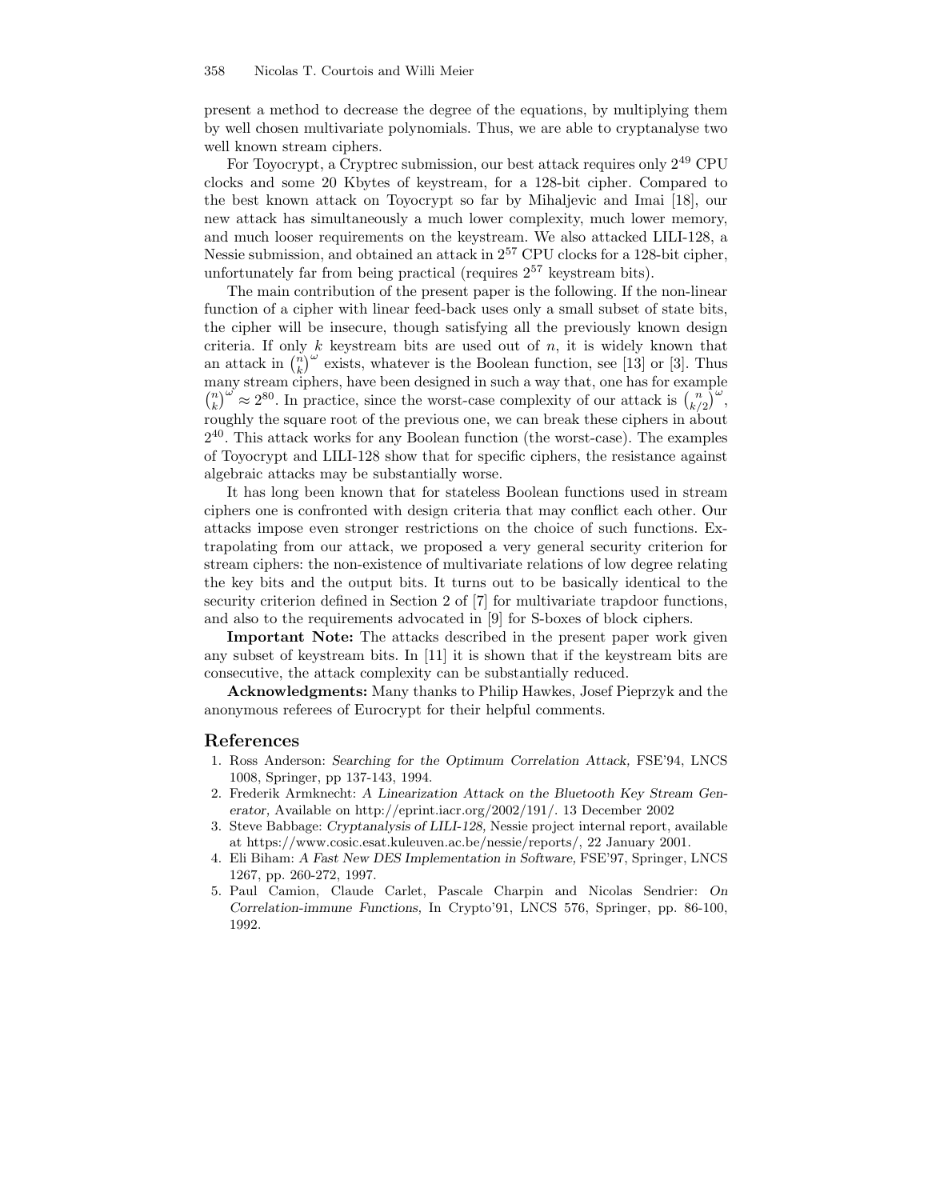present a method to decrease the degree of the equations, by multiplying them by well chosen multivariate polynomials. Thus, we are able to cryptanalyse two well known stream ciphers.

For Toyocrypt, a Cryptrec submission, our best attack requires only $2^{49}$ CPU clocks and some 20 Kbytes of keystream, for a 128-bit cipher. Compared to the best known attack on Toyocrypt so far by Mihaljevic and Imai [18], our new attack has simultaneously a much lower complexity, much lower memory, and much looser requirements on the keystream. We also attacked LILI-128, a Nessie submission, and obtained an attack in $2^{57}$ CPU clocks for a 128-bit cipher, unfortunately far from being practical (requires $2^{57}$ keystream bits).

The main contribution of the present paper is the following. If the non-linear function of a cipher with linear feed-back uses only a small subset of state bits, the cipher will be insecure, though satisfying all the previously known design criteria. If only $k$ keystream bits are used out of $n$, it is widely known that an attack in $\binom{n}{k}^{\omega}$ exists, whatever is the Boolean function, see [13] or [3]. Thus many stream ciphers, have been designed in such a way that, one has for example $\binom{n}{k}^{\omega} \approx 2^{80}$. In practice, since the worst-case complexity of our attack is $\binom{n}{k/2}^{\omega}$, roughly the square root of the previous one, we can break these ciphers in about $2^{40}$. This attack works for any Boolean function (the worst-case). The examples of Toyocrypt and LILI-128 show that for specific ciphers, the resistance against algebraic attacks may be substantially worse.

It has long been known that for stateless Boolean functions used in stream ciphers one is confronted with design criteria that may conflict each other. Our attacks impose even stronger restrictions on the choice of such functions. Extrapolating from our attack, we proposed a very general security criterion for stream ciphers: the non-existence of multivariate relations of low degree relating the key bits and the output bits. It turns out to be basically identical to the security criterion defined in Section 2 of [7] for multivariate trapdoor functions, and also to the requirements advocated in [9] for S-boxes of block ciphers.

**Important Note:** The attacks described in the present paper work given any subset of keystream bits. In [11] it is shown that if the keystream bits are consecutive, the attack complexity can be substantially reduced.

**Acknowledgments:** Many thanks to Philip Hawkes, Josef Pieprzyk and the anonymous referees of Eurocrypt for their helpful comments.

## References

1. Ross Anderson: *Searching for the Optimum Correlation Attack,* FSE'94, LNCS 1008, Springer, pp 137-143, 1994.
2. Frederik Armknecht: *A Linearization Attack on the Bluetooth Key Stream Generator,* Available on http://eprint.iacr.org/2002/191/. 13 December 2002
3. Steve Babbage: *Cryptanalysis of LILI-128,* Nessie project internal report, available at https://www.cosic.esat.kuleuven.ac.be/nessie/reports/, 22 January 2001.
4. Eli Biham: *A Fast New DES Implementation in Software,* FSE'97, Springer, LNCS 1267, pp. 260-272, 1997.
5. Paul Camion, Claude Carlet, Pascale Charpin and Nicolas Sendrier: *On Correlation-immune Functions,* In Crypto'91, LNCS 576, Springer, pp. 86-100, 1992.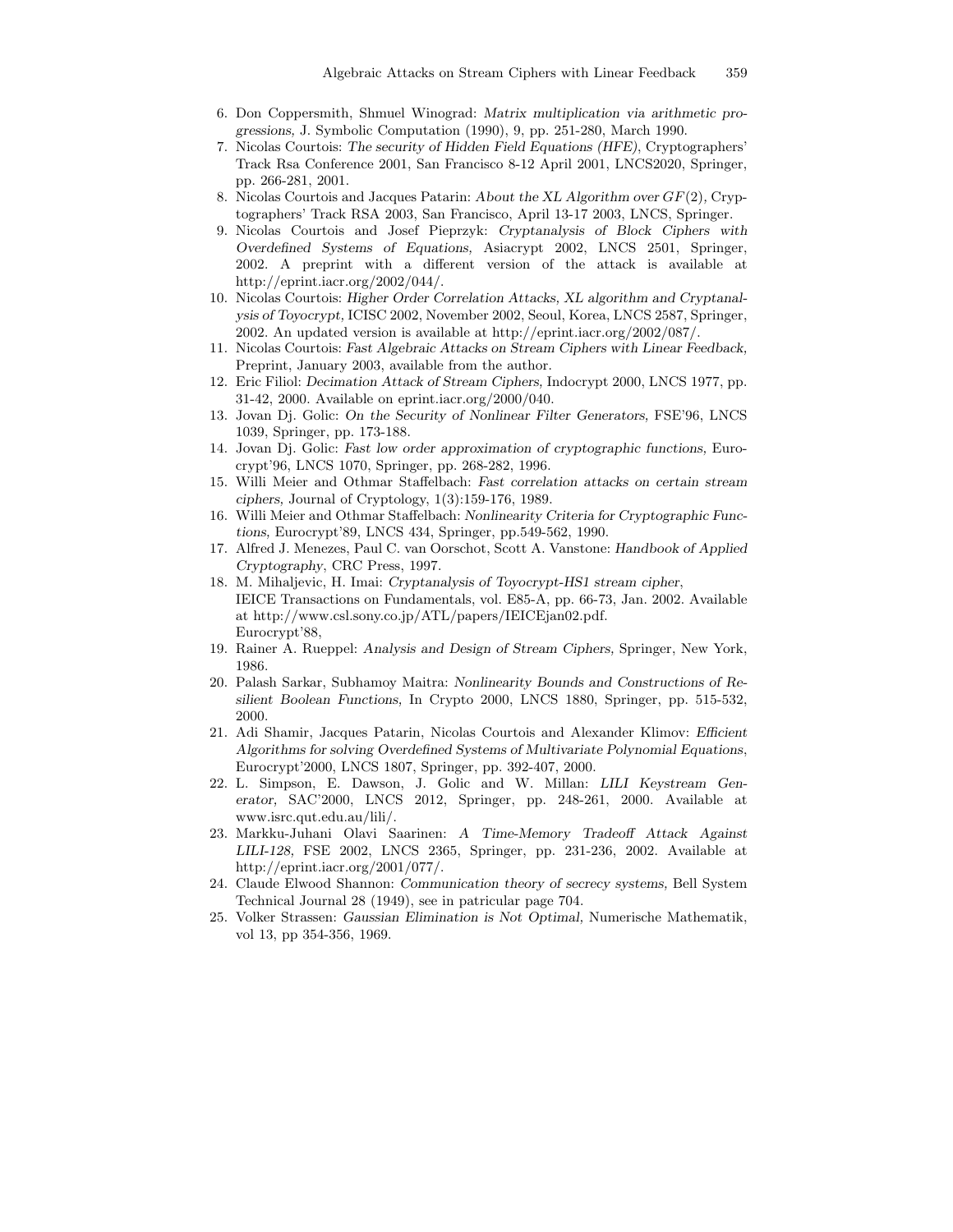6. Don Coppersmith, Shmuel Winograd: *Matrix multiplication via arithmetic progressions,* J. Symbolic Computation (1990), 9, pp. 251-280, March 1990.
7. Nicolas Courtois: *The security of Hidden Field Equations (HFE)*, Cryptographers' Track Rsa Conference 2001, San Francisco 8-12 April 2001, LNCS2020, Springer, pp. 266-281, 2001.
8. Nicolas Courtois and Jacques Patarin: *About the XL Algorithm over $GF(2)$*, Cryptographers' Track RSA 2003, San Francisco, April 13-17 2003, LNCS, Springer.
9. Nicolas Courtois and Josef Pieprzyk: *Cryptanalysis of Block Ciphers with Overdefined Systems of Equations,* Asiacrypt 2002, LNCS 2501, Springer, 2002. A preprint with a different version of the attack is available at http://eprint.iacr.org/2002/044/.
10. Nicolas Courtois: *Higher Order Correlation Attacks, XL algorithm and Cryptanalysis of Toyocrypt,* ICISC 2002, November 2002, Seoul, Korea, LNCS 2587, Springer, 2002. An updated version is available at http://eprint.iacr.org/2002/087/.
11. Nicolas Courtois: *Fast Algebraic Attacks on Stream Ciphers with Linear Feedback,* Preprint, January 2003, available from the author.
12. Eric Filiol: *Decimation Attack of Stream Ciphers,* Indocrypt 2000, LNCS 1977, pp. 31-42, 2000. Available on eprint.iacr.org/2000/040.
13. Jovan Dj. Golic: *On the Security of Nonlinear Filter Generators,* FSE'96, LNCS 1039, Springer, pp. 173-188.
14. Jovan Dj. Golic: *Fast low order approximation of cryptographic functions,* Eurocrypt'96, LNCS 1070, Springer, pp. 268-282, 1996.
15. Willi Meier and Othmar Staffelbach: *Fast correlation attacks on certain stream ciphers,* Journal of Cryptology, 1(3):159-176, 1989.
16. Willi Meier and Othmar Staffelbach: *Nonlinearity Criteria for Cryptographic Functions,* Eurocrypt'89, LNCS 434, Springer, pp.549-562, 1990.
17. Alfred J. Menezes, Paul C. van Oorschot, Scott A. Vanstone: *Handbook of Applied Cryptography*, CRC Press, 1997.
18. M. Mihaljevic, H. Imai: *Cryptanalysis of Toyocrypt-HS1 stream cipher*, IEICE Transactions on Fundamentals, vol. E85-A, pp. 66-73, Jan. 2002. Available at http://www.csl.sony.co.jp/ATL/papers/IEICEjan02.pdf. Eurocrypt'88,
19. Rainer A. Rueppel: *Analysis and Design of Stream Ciphers,* Springer, New York, 1986.
20. Palash Sarkar, Subhamoy Maitra: *Nonlinearity Bounds and Constructions of Resilient Boolean Functions,* In Crypto 2000, LNCS 1880, Springer, pp. 515-532, 2000.
21. Adi Shamir, Jacques Patarin, Nicolas Courtois and Alexander Klimov: *Efficient Algorithms for solving Overdefined Systems of Multivariate Polynomial Equations*, Eurocrypt'2000, LNCS 1807, Springer, pp. 392-407, 2000.
22. L. Simpson, E. Dawson, J. Golic and W. Millan: *LILI Keystream Generator,* SAC'2000, LNCS 2012, Springer, pp. 248-261, 2000. Available at www.isrc.qut.edu.au/lili/.
23. Markku-Juhani Olavi Saarinen: *A Time-Memory Tradeoff Attack Against LILI-128,* FSE 2002, LNCS 2365, Springer, pp. 231-236, 2002. Available at http://eprint.iacr.org/2001/077/.
24. Claude Elwood Shannon: *Communication theory of secrecy systems,* Bell System Technical Journal 28 (1949), see in patricular page 704.
25. Volker Strassen: *Gaussian Elimination is Not Optimal,* Numerische Mathematik, vol 13, pp 354-356, 1969.